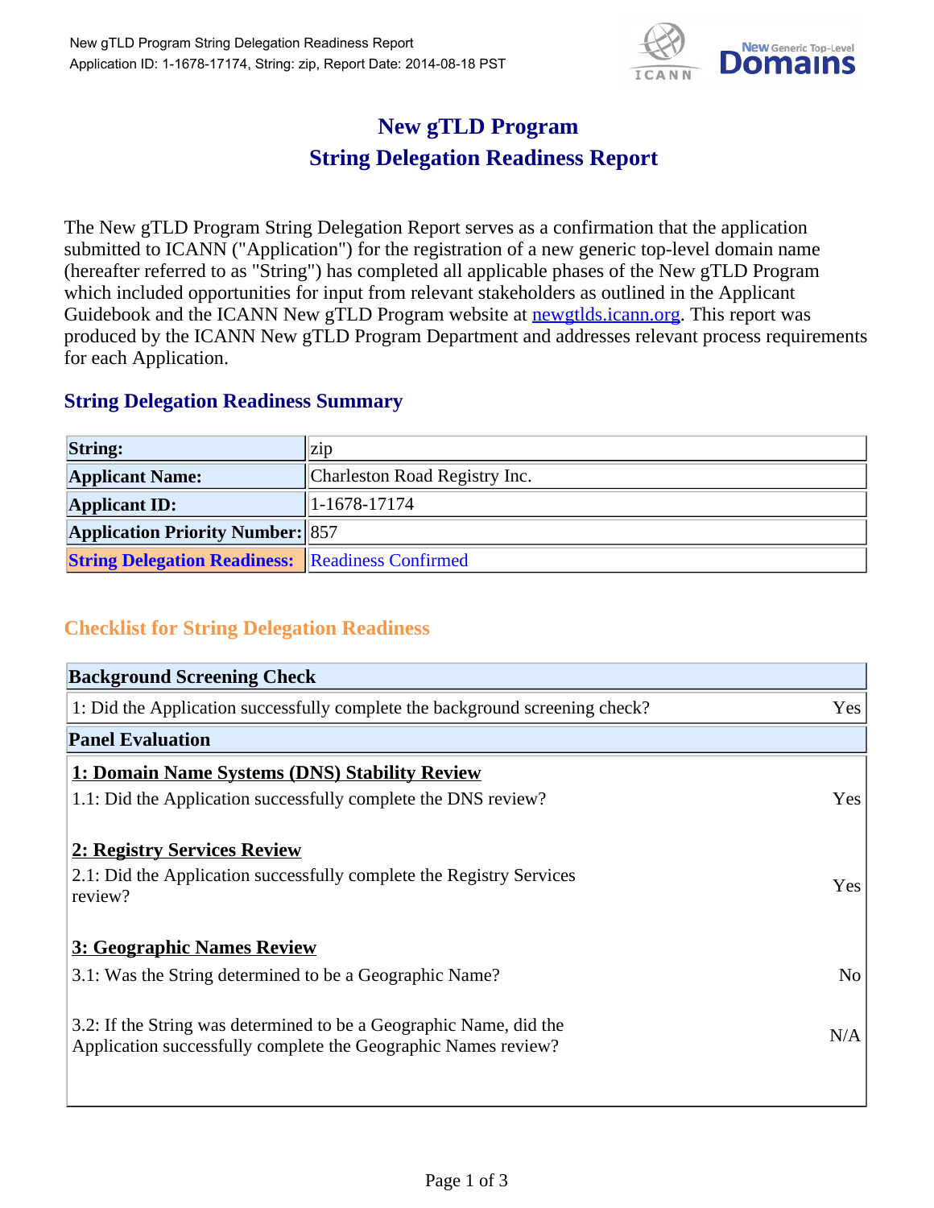# New gTLD Program
# String Delegation Readiness Report

The New gTLD Program String Delegation Report serves as a confirmation that the application submitted to ICANN ("Application") for the registration of a new generic top-level domain name (hereafter referred to as "String") has completed all applicable phases of the New gTLD Program which included opportunities for input from relevant stakeholders as outlined in the Applicant Guidebook and the ICANN New gTLD Program website at [newgtlds.icann.org](newgtlds.icann.org). This report was produced by the ICANN New gTLD Program Department and addresses relevant process requirements for each Application.

## String Delegation Readiness Summary

| | |
|---|---|
| **String:** | zip |
| **Applicant Name:** | Charleston Road Registry Inc. |
| **Applicant ID:** | 1-1678-17174 |
| **Application Priority Number:** | 857 |
| **String Delegation Readiness:** | Readiness Confirmed |

## Checklist for String Delegation Readiness

| **Background Screening Check** | |
|---|---|
| 1: Did the Application successfully complete the background screening check? | Yes |
| **Panel Evaluation** | |
| **1: Domain Name Systems (DNS) Stability Review** | |
| 1.1: Did the Application successfully complete the DNS review? | Yes |
| **2: Registry Services Review** | |
| 2.1: Did the Application successfully complete the Registry Services review? | Yes |
| **3: Geographic Names Review** | |
| 3.1: Was the String determined to be a Geographic Name? | No |
| 3.2: If the String was determined to be a Geographic Name, did the Application successfully complete the Geographic Names review? | N/A |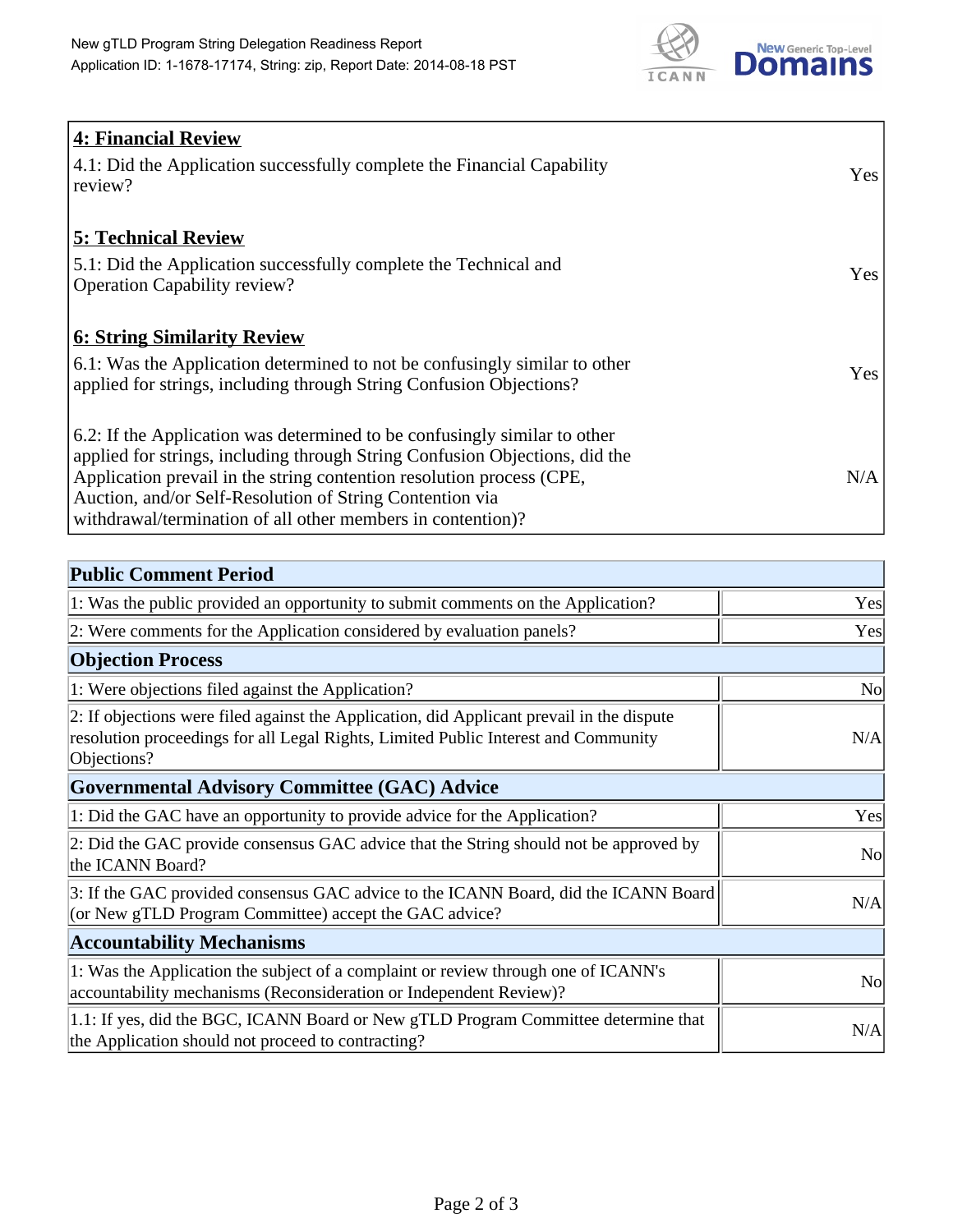## 4: Financial Review

| | |
|---|---|
| 4.1: Did the Application successfully complete the Financial Capability review? | Yes |

## 5: Technical Review

| | |
|---|---|
| 5.1: Did the Application successfully complete the Technical and Operation Capability review? | Yes |

## 6: String Similarity Review

| | |
|---|---|
| 6.1: Was the Application determined to not be confusingly similar to other applied for strings, including through String Confusion Objections? | Yes |
| 6.2: If the Application was determined to be confusingly similar to other applied for strings, including through String Confusion Objections, did the Application prevail in the string contention resolution process (CPE, Auction, and/or Self-Resolution of String Contention via withdrawal/termination of all other members in contention)? | N/A |

| **Public Comment Period** | |
|---|---|
| 1: Was the public provided an opportunity to submit comments on the Application? | Yes |
| 2: Were comments for the Application considered by evaluation panels? | Yes |
| **Objection Process** | |
| 1: Were objections filed against the Application? | No |
| 2: If objections were filed against the Application, did Applicant prevail in the dispute resolution proceedings for all Legal Rights, Limited Public Interest and Community Objections? | N/A |
| **Governmental Advisory Committee (GAC) Advice** | |
| 1: Did the GAC have an opportunity to provide advice for the Application? | Yes |
| 2: Did the GAC provide consensus GAC advice that the String should not be approved by the ICANN Board? | No |
| 3: If the GAC provided consensus GAC advice to the ICANN Board, did the ICANN Board (or New gTLD Program Committee) accept the GAC advice? | N/A |
| **Accountability Mechanisms** | |
| 1: Was the Application the subject of a complaint or review through one of ICANN's accountability mechanisms (Reconsideration or Independent Review)? | No |
| 1.1: If yes, did the BGC, ICANN Board or New gTLD Program Committee determine that the Application should not proceed to contracting? | N/A |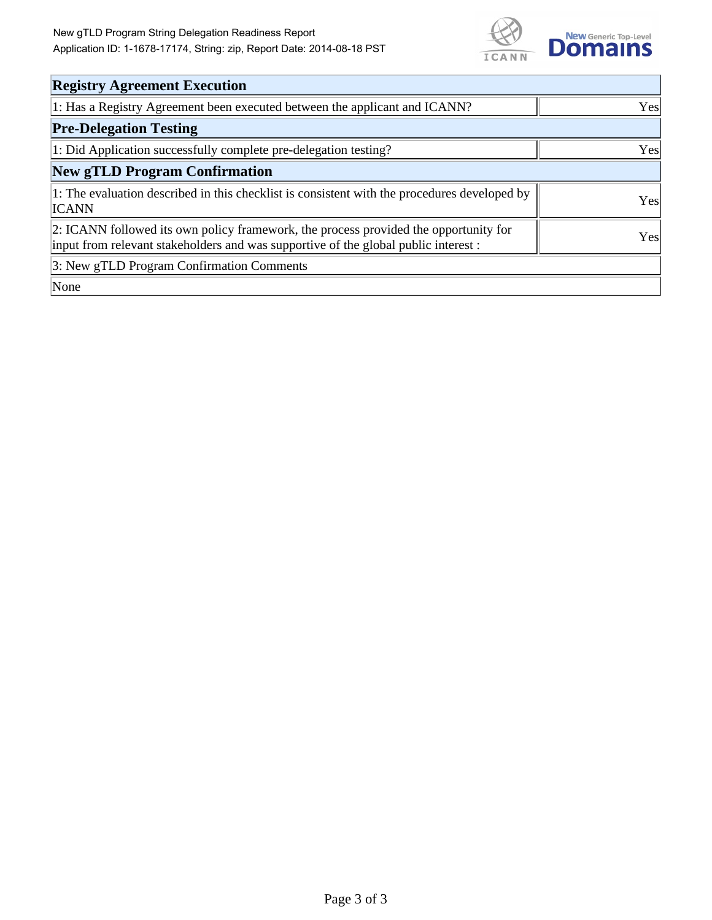## Registry Agreement Execution

| | |
|---|---|
| 1: Has a Registry Agreement been executed between the applicant and ICANN? | Yes |

## Pre-Delegation Testing

| | |
|---|---|
| 1: Did Application successfully complete pre-delegation testing? | Yes |

## New gTLD Program Confirmation

| | |
|---|---|
| 1: The evaluation described in this checklist is consistent with the procedures developed by ICANN | Yes |
| 2: ICANN followed its own policy framework, the process provided the opportunity for input from relevant stakeholders and was supportive of the global public interest : | Yes |

3: New gTLD Program Confirmation Comments

None